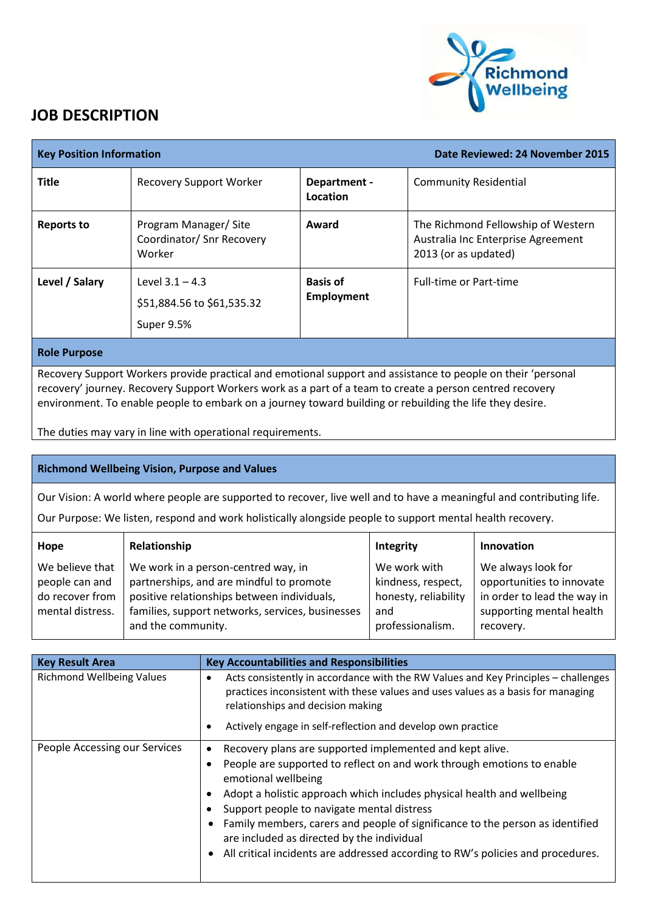# JOB DESCRIPTION

| Key Position Information | | | Date Reviewed: 24 November 2015 |
|---|---|---|---|
| **Title** | Recovery Support Worker | **Department - Location** | Community Residential |
| **Reports to** | Program Manager/ Site Coordinator/ Snr Recovery Worker | **Award** | The Richmond Fellowship of Western Australia Inc Enterprise Agreement 2013 (or as updated) |
| **Level / Salary** | Level 3.1 – 4.3<br>$51,884.56 to $61,535.32<br>Super 9.5% | **Basis of Employment** | Full-time or Part-time |

**Role Purpose**

Recovery Support Workers provide practical and emotional support and assistance to people on their 'personal recovery' journey. Recovery Support Workers work as a part of a team to create a person centred recovery environment. To enable people to embark on a journey toward building or rebuilding the life they desire.

The duties may vary in line with operational requirements.

**Richmond Wellbeing Vision, Purpose and Values**

Our Vision: A world where people are supported to recover, live well and to have a meaningful and contributing life.

Our Purpose: We listen, respond and work holistically alongside people to support mental health recovery.

| Hope | Relationship | Integrity | Innovation |
|---|---|---|---|
| We believe that people can and do recover from mental distress. | We work in a person-centred way, in partnerships, and are mindful to promote positive relationships between individuals, families, support networks, services, businesses and the community. | We work with kindness, respect, honesty, reliability and professionalism. | We always look for opportunities to innovate in order to lead the way in supporting mental health recovery. |

| Key Result Area | Key Accountabilities and Responsibilities |
|---|---|
| Richmond Wellbeing Values | • Acts consistently in accordance with the RW Values and Key Principles – challenges practices inconsistent with these values and uses values as a basis for managing relationships and decision making<br>• Actively engage in self-reflection and develop own practice |
| People Accessing our Services | • Recovery plans are supported implemented and kept alive.<br>• People are supported to reflect on and work through emotions to enable emotional wellbeing<br>• Adopt a holistic approach which includes physical health and wellbeing<br>• Support people to navigate mental distress<br>• Family members, carers and people of significance to the person as identified are included as directed by the individual<br>• All critical incidents are addressed according to RW's policies and procedures. |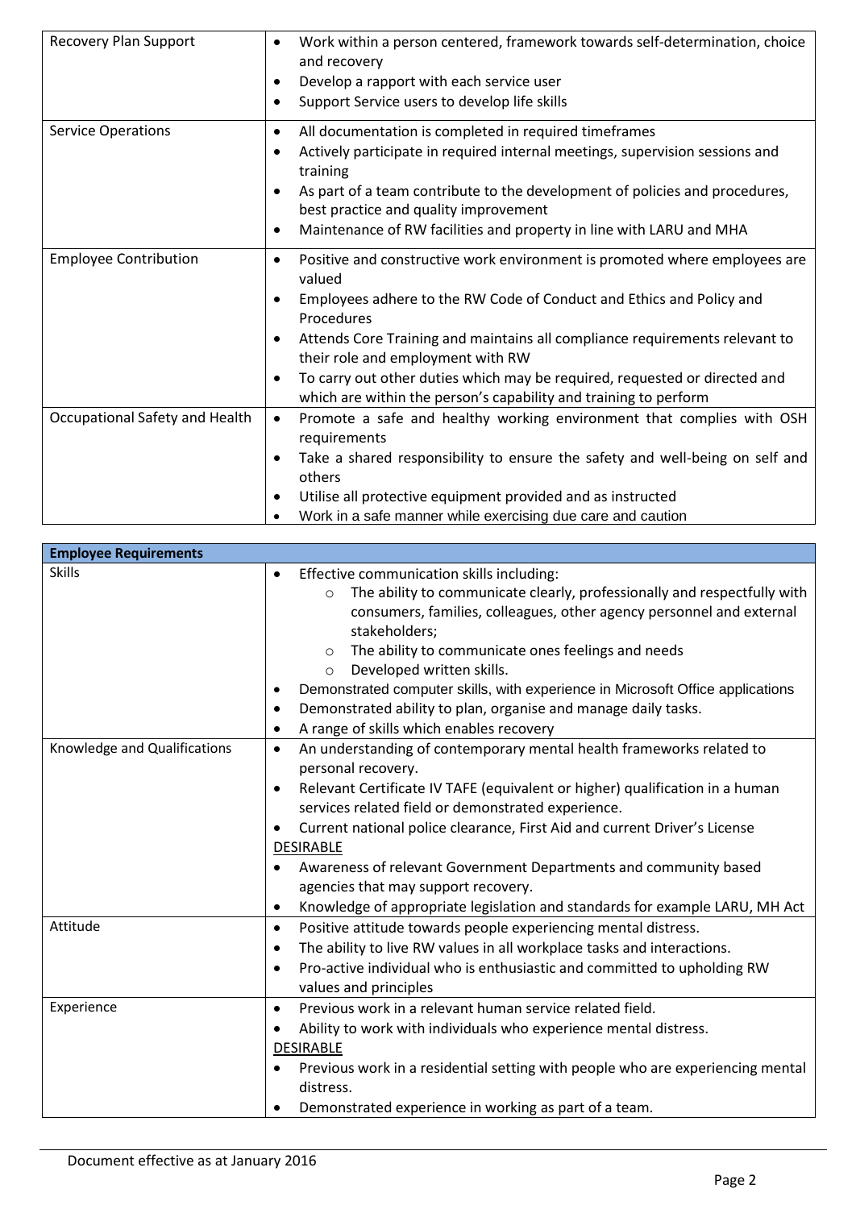| | |
|---|---|
| Recovery Plan Support | • Work within a person centered, framework towards self-determination, choice and recovery<br>• Develop a rapport with each service user<br>• Support Service users to develop life skills |
| Service Operations | • All documentation is completed in required timeframes<br>• Actively participate in required internal meetings, supervision sessions and training<br>• As part of a team contribute to the development of policies and procedures, best practice and quality improvement<br>• Maintenance of RW facilities and property in line with LARU and MHA |
| Employee Contribution | • Positive and constructive work environment is promoted where employees are valued<br>• Employees adhere to the RW Code of Conduct and Ethics and Policy and Procedures<br>• Attends Core Training and maintains all compliance requirements relevant to their role and employment with RW<br>• To carry out other duties which may be required, requested or directed and which are within the person's capability and training to perform |
| Occupational Safety and Health | • Promote a safe and healthy working environment that complies with OSH requirements<br>• Take a shared responsibility to ensure the safety and well-being on self and others<br>• Utilise all protective equipment provided and as instructed<br>• Work in a safe manner while exercising due care and caution |

| **Employee Requirements** | |
|---|---|
| Skills | • Effective communication skills including:<br>&nbsp;&nbsp;&nbsp;&nbsp;○ The ability to communicate clearly, professionally and respectfully with consumers, families, colleagues, other agency personnel and external stakeholders;<br>&nbsp;&nbsp;&nbsp;&nbsp;○ The ability to communicate ones feelings and needs<br>&nbsp;&nbsp;&nbsp;&nbsp;○ Developed written skills.<br>• Demonstrated computer skills, with experience in Microsoft Office applications<br>• Demonstrated ability to plan, organise and manage daily tasks.<br>• A range of skills which enables recovery |
| Knowledge and Qualifications | • An understanding of contemporary mental health frameworks related to personal recovery.<br>• Relevant Certificate IV TAFE (equivalent or higher) qualification in a human services related field or demonstrated experience.<br>• Current national police clearance, First Aid and current Driver's License<br><u>DESIRABLE</u><br>• Awareness of relevant Government Departments and community based agencies that may support recovery.<br>• Knowledge of appropriate legislation and standards for example LARU, MH Act |
| Attitude | • Positive attitude towards people experiencing mental distress.<br>• The ability to live RW values in all workplace tasks and interactions.<br>• Pro-active individual who is enthusiastic and committed to upholding RW values and principles |
| Experience | • Previous work in a relevant human service related field.<br>• Ability to work with individuals who experience mental distress.<br><u>DESIRABLE</u><br>• Previous work in a residential setting with people who are experiencing mental distress.<br>• Demonstrated experience in working as part of a team. |

Document effective as at January 2016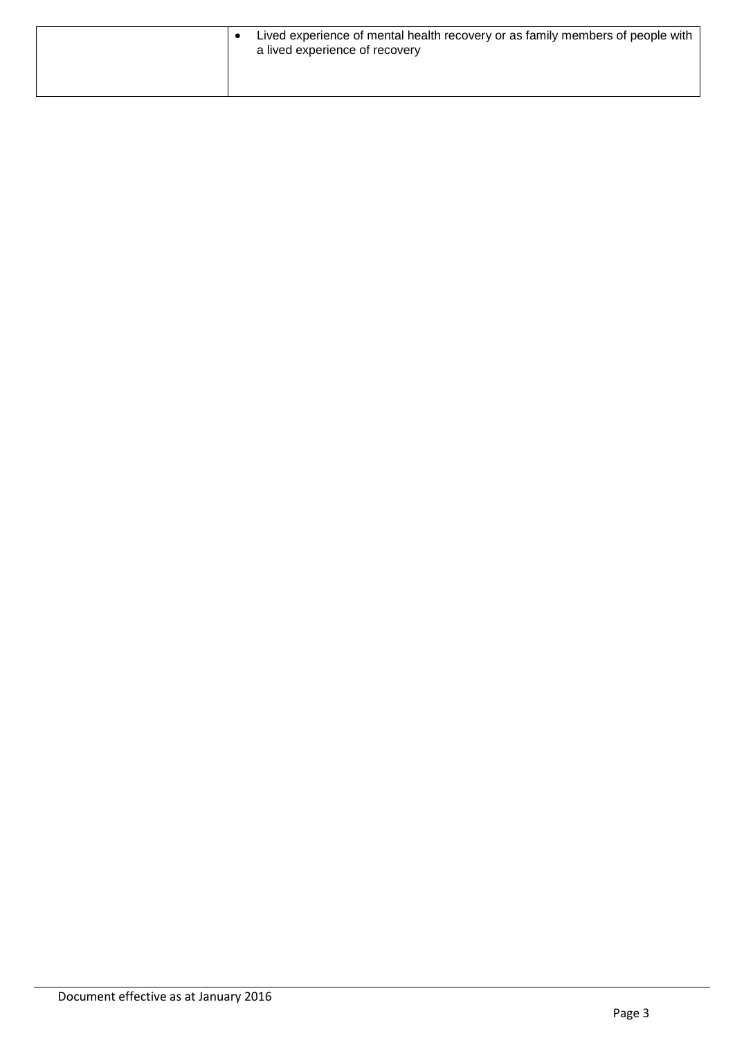| | |
|---|---|
| | • Lived experience of mental health recovery or as family members of people with a lived experience of recovery |